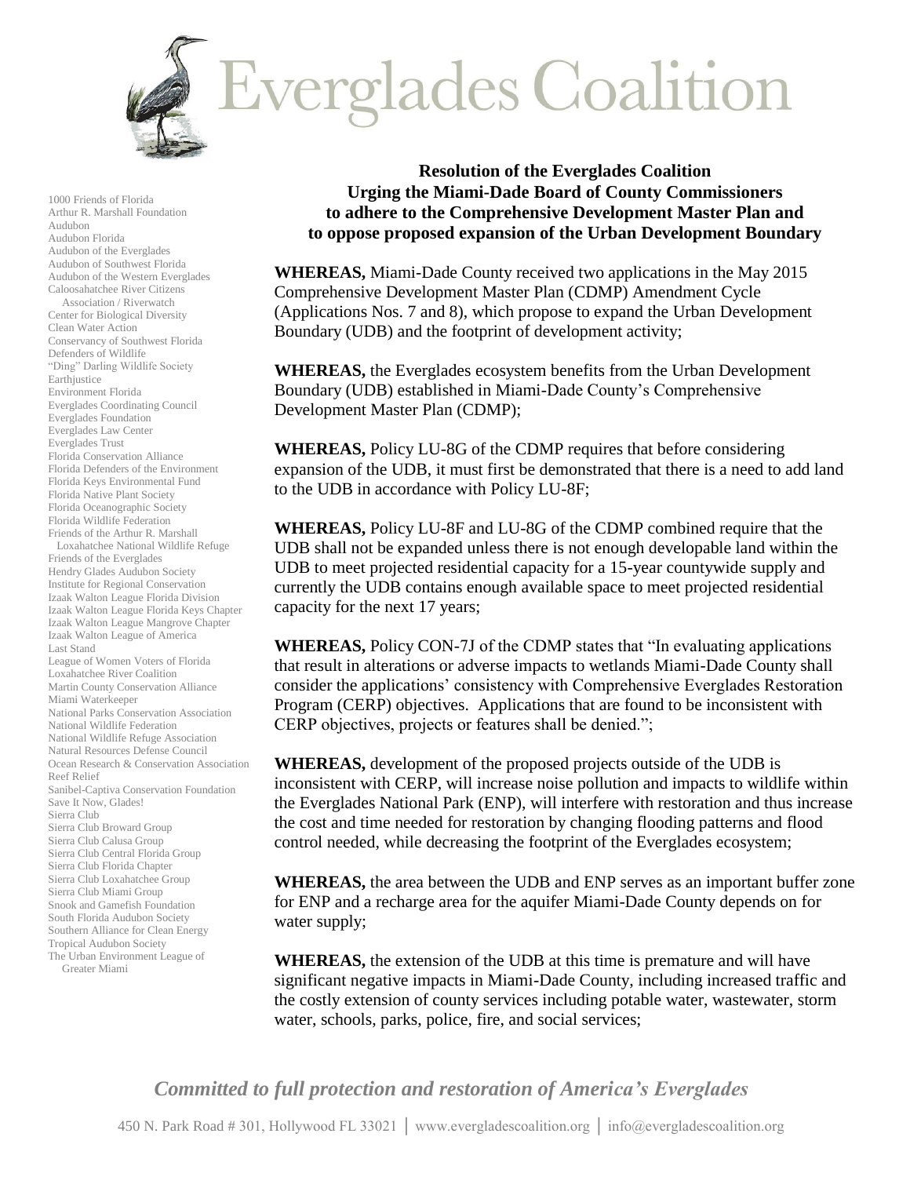# Everglades Coalition

1000 Friends of Florida
Arthur R. Marshall Foundation
Audubon
Audubon Florida
Audubon of the Everglades
Audubon of Southwest Florida
Audubon of the Western Everglades
Caloosahatchee River Citizens Association / Riverwatch
Center for Biological Diversity
Clean Water Action
Conservancy of Southwest Florida
Defenders of Wildlife
"Ding" Darling Wildlife Society
Earthjustice
Environment Florida
Everglades Coordinating Council
Everglades Foundation
Everglades Law Center
Everglades Trust
Florida Conservation Alliance
Florida Defenders of the Environment
Florida Keys Environmental Fund
Florida Native Plant Society
Florida Oceanographic Society
Florida Wildlife Federation
Friends of the Arthur R. Marshall Loxahatchee National Wildlife Refuge
Friends of the Everglades
Hendry Glades Audubon Society
Institute for Regional Conservation
Izaak Walton League Florida Division
Izaak Walton League Florida Keys Chapter
Izaak Walton League Mangrove Chapter
Izaak Walton League of America
Last Stand
League of Women Voters of Florida
Loxahatchee River Coalition
Martin County Conservation Alliance
Miami Waterkeeper
National Parks Conservation Association
National Wildlife Federation
National Wildlife Refuge Association
Natural Resources Defense Council
Ocean Research & Conservation Association
Reef Relief
Sanibel-Captiva Conservation Foundation
Save It Now, Glades!
Sierra Club
Sierra Club Broward Group
Sierra Club Calusa Group
Sierra Club Central Florida Group
Sierra Club Florida Chapter
Sierra Club Loxahatchee Group
Sierra Club Miami Group
Snook and Gamefish Foundation
South Florida Audubon Society
Southern Alliance for Clean Energy
Tropical Audubon Society
The Urban Environment League of Greater Miami

**Resolution of the Everglades Coalition**
**Urging the Miami-Dade Board of County Commissioners**
**to adhere to the Comprehensive Development Master Plan and**
**to oppose proposed expansion of the Urban Development Boundary**

**WHEREAS,** Miami-Dade County received two applications in the May 2015 Comprehensive Development Master Plan (CDMP) Amendment Cycle (Applications Nos. 7 and 8), which propose to expand the Urban Development Boundary (UDB) and the footprint of development activity;

**WHEREAS,** the Everglades ecosystem benefits from the Urban Development Boundary (UDB) established in Miami-Dade County's Comprehensive Development Master Plan (CDMP);

**WHEREAS,** Policy LU-8G of the CDMP requires that before considering expansion of the UDB, it must first be demonstrated that there is a need to add land to the UDB in accordance with Policy LU-8F;

**WHEREAS,** Policy LU-8F and LU-8G of the CDMP combined require that the UDB shall not be expanded unless there is not enough developable land within the UDB to meet projected residential capacity for a 15-year countywide supply and currently the UDB contains enough available space to meet projected residential capacity for the next 17 years;

**WHEREAS,** Policy CON-7J of the CDMP states that "In evaluating applications that result in alterations or adverse impacts to wetlands Miami-Dade County shall consider the applications' consistency with Comprehensive Everglades Restoration Program (CERP) objectives. Applications that are found to be inconsistent with CERP objectives, projects or features shall be denied.";

**WHEREAS,** development of the proposed projects outside of the UDB is inconsistent with CERP, will increase noise pollution and impacts to wildlife within the Everglades National Park (ENP), will interfere with restoration and thus increase the cost and time needed for restoration by changing flooding patterns and flood control needed, while decreasing the footprint of the Everglades ecosystem;

**WHEREAS,** the area between the UDB and ENP serves as an important buffer zone for ENP and a recharge area for the aquifer Miami-Dade County depends on for water supply;

**WHEREAS,** the extension of the UDB at this time is premature and will have significant negative impacts in Miami-Dade County, including increased traffic and the costly extension of county services including potable water, wastewater, storm water, schools, parks, police, fire, and social services;

*Committed to full protection and restoration of America's Everglades*

450 N. Park Road # 301, Hollywood FL 33021 | www.evergladescoalition.org | info@evergladescoalition.org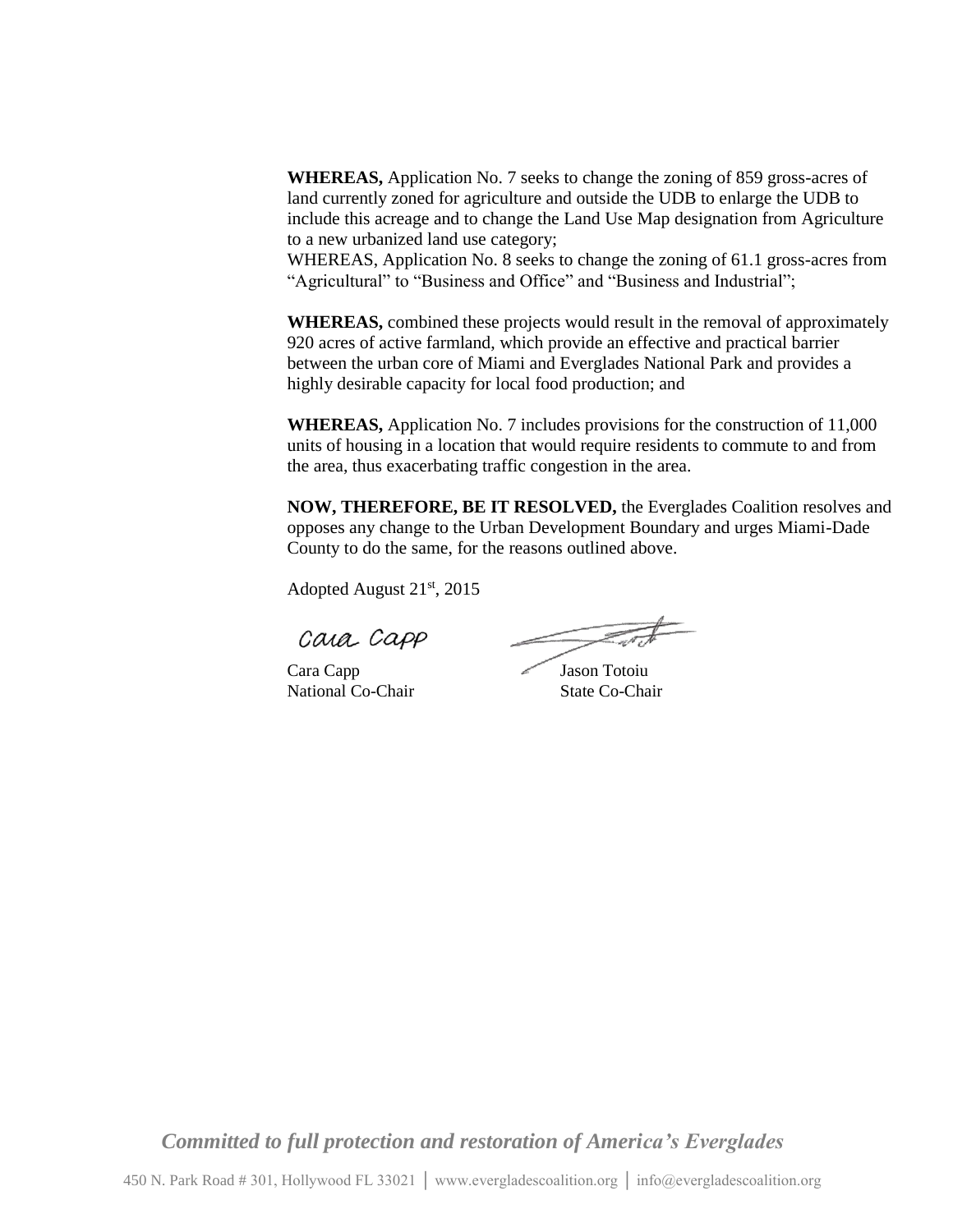**WHEREAS,** Application No. 7 seeks to change the zoning of 859 gross-acres of land currently zoned for agriculture and outside the UDB to enlarge the UDB to include this acreage and to change the Land Use Map designation from Agriculture to a new urbanized land use category;

WHEREAS, Application No. 8 seeks to change the zoning of 61.1 gross-acres from "Agricultural" to "Business and Office" and "Business and Industrial";

**WHEREAS,** combined these projects would result in the removal of approximately 920 acres of active farmland, which provide an effective and practical barrier between the urban core of Miami and Everglades National Park and provides a highly desirable capacity for local food production; and

**WHEREAS,** Application No. 7 includes provisions for the construction of 11,000 units of housing in a location that would require residents to commute to and from the area, thus exacerbating traffic congestion in the area.

**NOW, THEREFORE, BE IT RESOLVED,** the Everglades Coalition resolves and opposes any change to the Urban Development Boundary and urges Miami-Dade County to do the same, for the reasons outlined above.

Adopted August 21st, 2015

Cara Capp
National Co-Chair

Jason Totoiu
State Co-Chair

*Committed to full protection and restoration of America's Everglades*

450 N. Park Road # 301, Hollywood FL 33021 | www.evergladescoalition.org | info@evergladescoalition.org